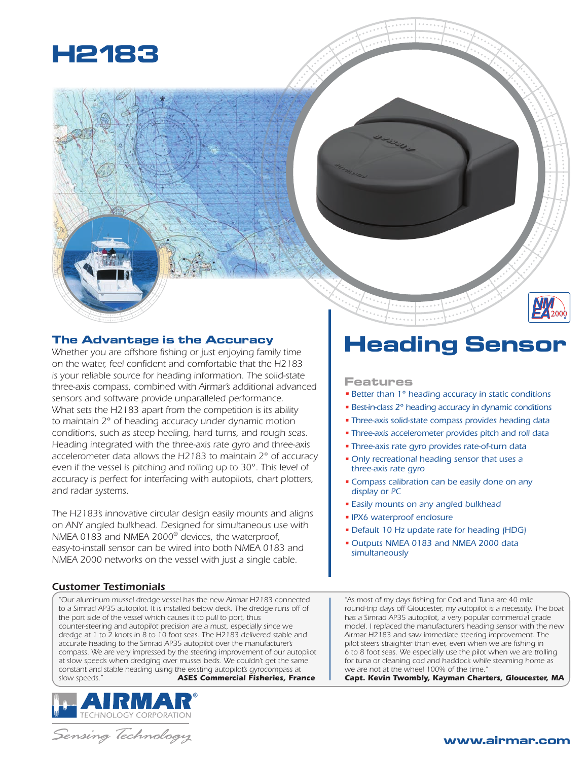# H2183

# Heading Sensor

## The Advantage is the Accuracy

*Whether you are offshore fishing or just enjoying family time on the water, feel confident and comfortable that the H2183 is your reliable source for heading information. The solid-state three-axis compass, combined with Airmar's additional advanced sensors and software provide unparalleled performance. What sets the H2183 apart from the competition is its ability to maintain 2° of heading accuracy under dynamic motion conditions, such as steep heeling, hard turns, and rough seas. Heading integrated with the three-axis rate gyro and three-axis accelerometer data allows the H2183 to maintain 2° of accuracy even if the vessel is pitching and rolling up to 30°. This level of accuracy is perfect for interfacing with autopilots, chart plotters, and radar systems.*

*The H2183's innovative circular design easily mounts and aligns on ANY angled bulkhead. Designed for simultaneous use with NMEA 0183 and NMEA 2000® devices, the waterproof, easy-to-install sensor can be wired into both NMEA 0183 and NMEA 2000 networks on the vessel with just a single cable.*

## Features

- Better than 1° heading accuracy in static conditions
- Best-in-class 2° heading accuracy in dynamic conditions
- Three-axis solid-state compass provides heading data
- Three-axis accelerometer provides pitch and roll data
- Three-axis rate gyro provides rate-of-turn data
- Only recreational heading sensor that uses a three-axis rate gyro
- Compass calibration can be easily done on any display or PC
- Easily mounts on any angled bulkhead
- IPX6 waterproof enclosure
- Default 10 Hz update rate for heading (HDG)
- Outputs NMEA 0183 and NMEA 2000 data simultaneously

### Customer Testimonials

*"Our aluminum mussel dredge vessel has the new Airmar H2183 connected to a Simrad AP35 autopilot. It is installed below deck. The dredge runs off of the port side of the vessel which causes it to pull to port, thus counter-steering and autopilot precision are a must, especially since we dredge at 1 to 2 knots in 8 to 10 foot seas. The H2183 delivered stable and accurate heading to the Simrad AP35 autopilot over the manufacturer's compass. We are very impressed by the steering improvement of our autopilot at slow speeds when dredging over mussel beds. We couldn't get the same constant and stable heading using the existing autopilot's gyrocompass at slow speeds."* **ASES Commercial Fisheries, France**

*"As most of my days fishing for Cod and Tuna are 40 mile round-trip days off Gloucester, my autopilot is a necessity. The boat has a Simrad AP35 autopilot, a very popular commercial grade model. I replaced the manufacturer's heading sensor with the new Airmar H2183 and saw immediate steering improvement. The pilot steers straighter than ever, even when we are fishing in 6 to 8 foot seas. We especially use the pilot when we are trolling for tuna or cleaning cod and haddock while steaming home as we are not at the wheel 100% of the time."* **Capt. Kevin Twombly, Kayman Charters, Gloucester, MA**

AIRMAR® TECHNOLOGY CORPORATION

*Sensing Technology*

www.airmar.com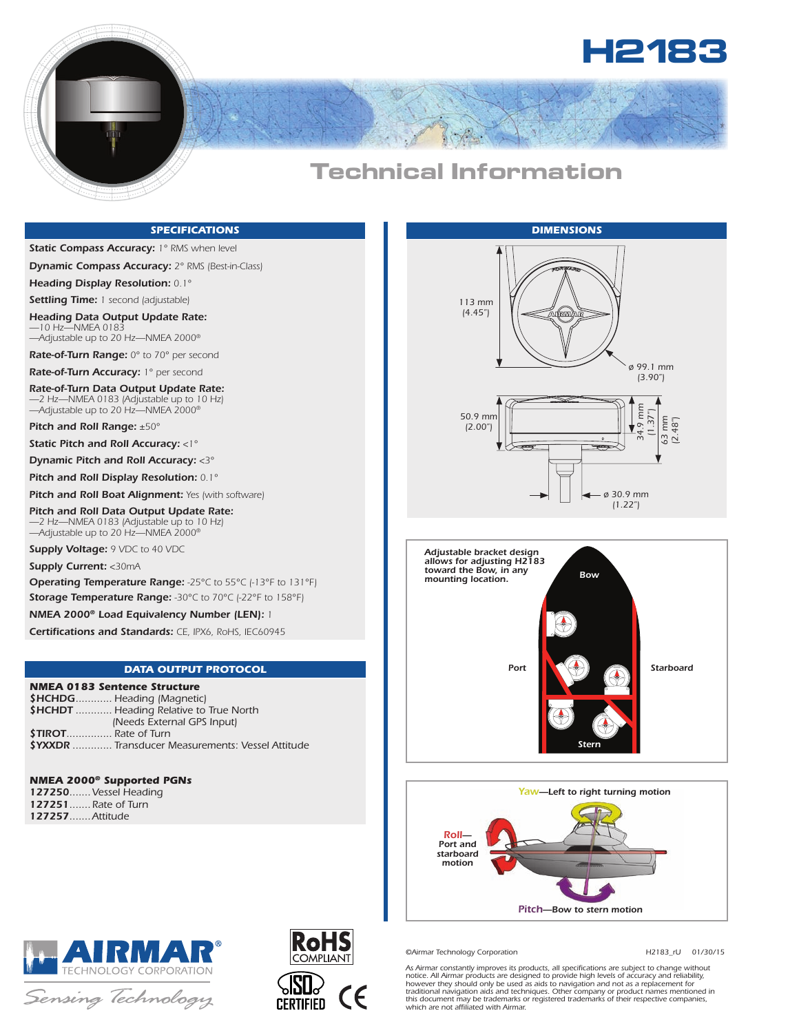# H2183

## Technical Information

### SPECIFICATIONS

**Static Compass Accuracy:** 1° RMS when level

**Dynamic Compass Accuracy:** 2° RMS (Best-in-Class)

**Heading Display Resolution:** 0.1°

**Settling Time:** 1 second (adjustable)

**Heading Data Output Update Rate:**
—10 Hz—NMEA 0183
—Adjustable up to 20 Hz—NMEA 2000®

**Rate-of-Turn Range:** 0° to 70° per second

**Rate-of-Turn Accuracy:** 1° per second

**Rate-of-Turn Data Output Update Rate:**
—2 Hz—NMEA 0183 (Adjustable up to 10 Hz)
—Adjustable up to 20 Hz—NMEA 2000®

**Pitch and Roll Range:** ±50°

**Static Pitch and Roll Accuracy:** <1°

**Dynamic Pitch and Roll Accuracy:** <3°

**Pitch and Roll Display Resolution:** 0.1°

**Pitch and Roll Boat Alignment:** Yes (with software)

**Pitch and Roll Data Output Update Rate:**
—2 Hz—NMEA 0183 (Adjustable up to 10 Hz)
—Adjustable up to 20 Hz—NMEA 2000®

**Supply Voltage:** 9 VDC to 40 VDC

**Supply Current:** <30mA

**Operating Temperature Range:** -25°C to 55°C (-13°F to 131°F)

**Storage Temperature Range:** -30°C to 70°C (-22°F to 158°F)

**NMEA 2000® Load Equivalency Number (LEN):** 1

**Certifications and Standards:** CE, IPX6, RoHS, IEC60945

### DATA OUTPUT PROTOCOL

**NMEA 0183 Sentence Structure**

**$HCHDG**............ Heading (Magnetic)
**$HCHDT** ............ Heading Relative to True North (Needs External GPS Input)
**$TIROT**............... Rate of Turn
**$YXXDR** ............ Transducer Measurements: Vessel Attitude

**NMEA 2000® Supported PGNs**

**127250**....... Vessel Heading
**127251**....... Rate of Turn
**127257**....... Attitude

### DIMENSIONS

113 mm
(4.45")
ø 99.1 mm
(3.90")
50.9 mm
(2.00")
34.9 mm
(1.37")
63 mm
(2.48")
ø 30.9 mm
(1.22")

**Adjustable bracket design allows for adjusting H2183 toward the Bow, in any mounting location.**

Bow
Port
Starboard
Stern

**Yaw—Left to right turning motion**

**Roll—Port and starboard motion**

**Pitch—Bow to stern motion**

AIRMAR® TECHNOLOGY CORPORATION
Sensing Technology

RoHS COMPLIANT
ISO CERTIFIED
CE

©Airmar Technology Corporation H2183_rU 01/30/15

As Airmar constantly improves its products, all specifications are subject to change without notice. All Airmar products are designed to provide high levels of accuracy and reliability, however they should only be used as aids to navigation and not as a replacement for traditional navigation aids and techniques. Other company or product names mentioned in this document may be trademarks or registered trademarks of their respective companies, which are not affiliated with Airmar.